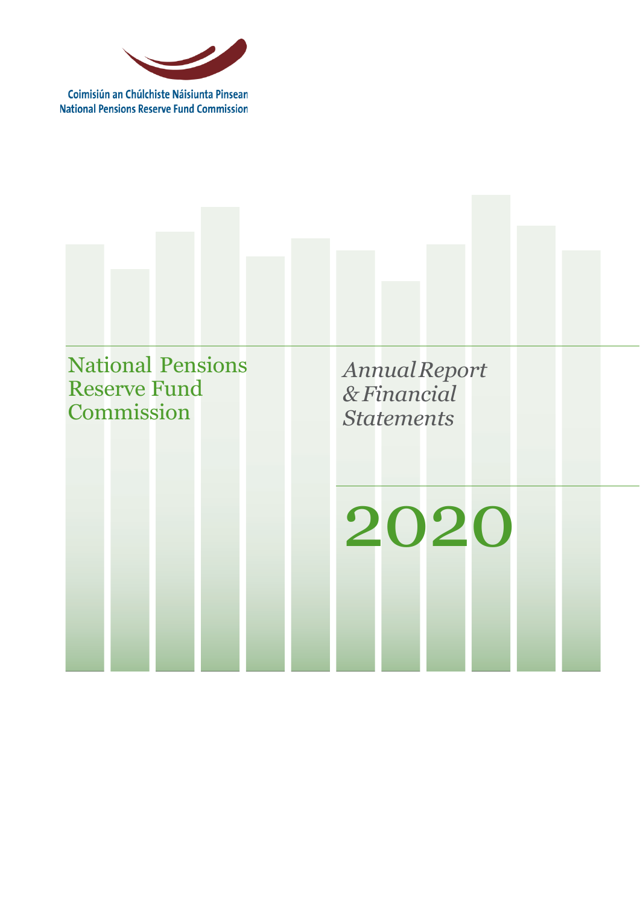Coimisiún an Chúlchiste Náisiunta Pinsean
National Pensions Reserve Fund Commission

# National Pensions Reserve Fund Commission

## *Annual Report & Financial Statements*

# 2020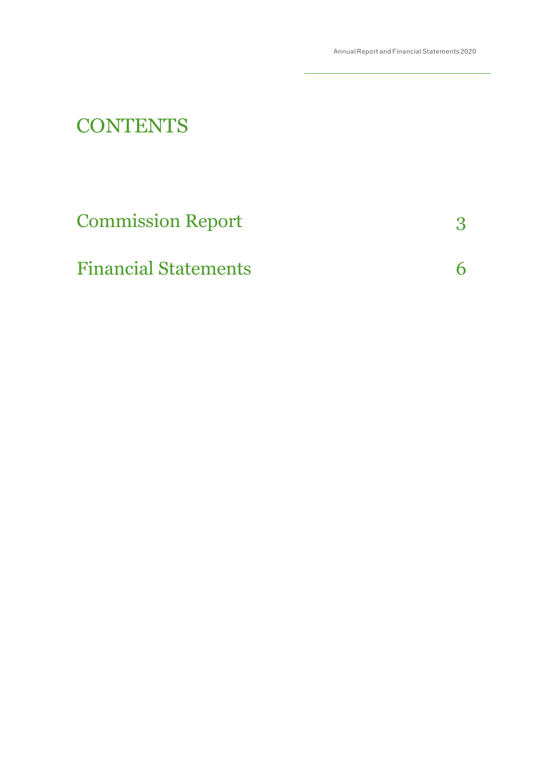# CONTENTS

| | |
|---|---|
| Commission Report | 3 |
| Financial Statements | 6 |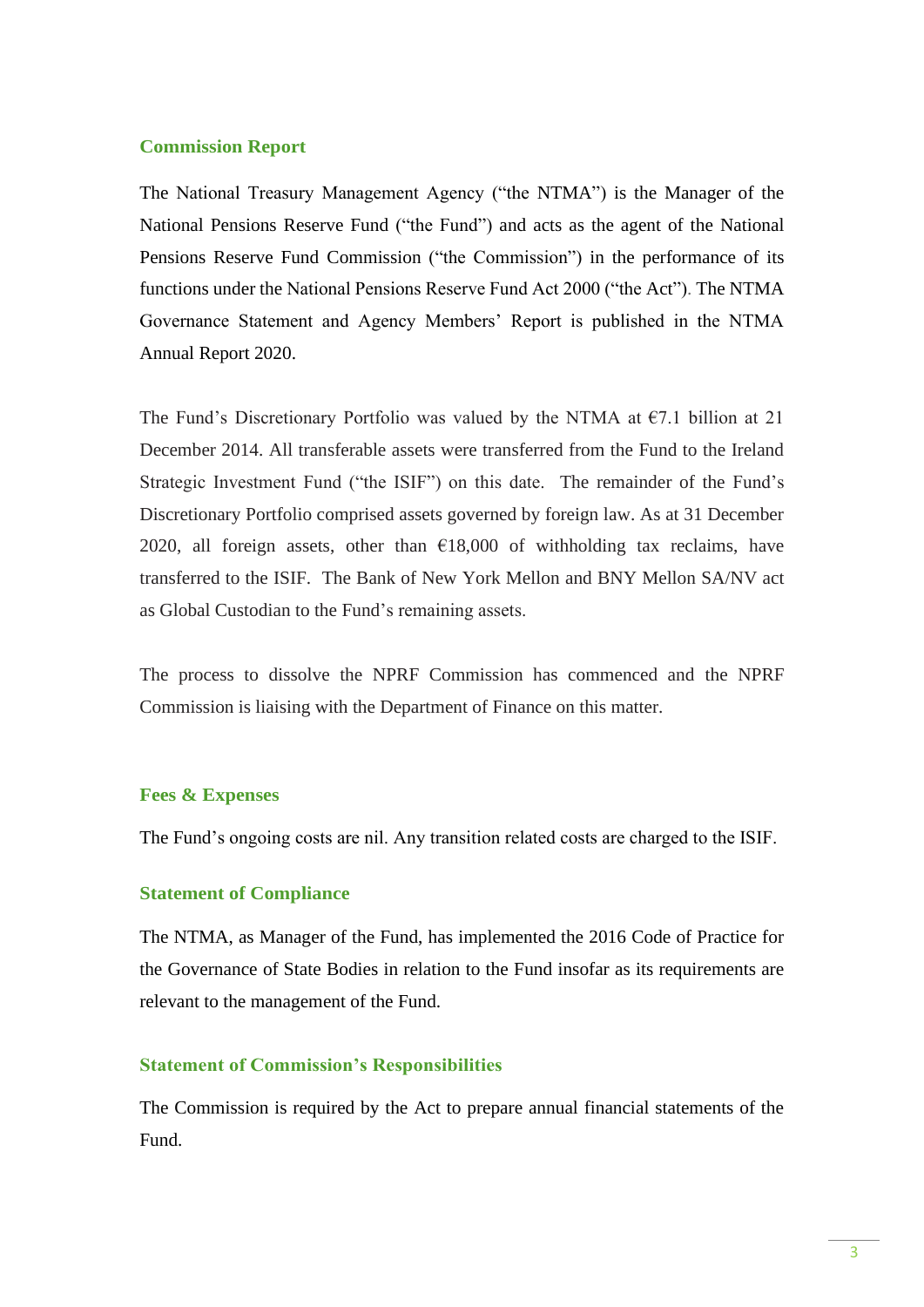## Commission Report

The National Treasury Management Agency ("the NTMA") is the Manager of the National Pensions Reserve Fund ("the Fund") and acts as the agent of the National Pensions Reserve Fund Commission ("the Commission") in the performance of its functions under the National Pensions Reserve Fund Act 2000 ("the Act"). The NTMA Governance Statement and Agency Members' Report is published in the NTMA Annual Report 2020.

The Fund's Discretionary Portfolio was valued by the NTMA at €7.1 billion at 21 December 2014. All transferable assets were transferred from the Fund to the Ireland Strategic Investment Fund ("the ISIF") on this date. The remainder of the Fund's Discretionary Portfolio comprised assets governed by foreign law. As at 31 December 2020, all foreign assets, other than €18,000 of withholding tax reclaims, have transferred to the ISIF. The Bank of New York Mellon and BNY Mellon SA/NV act as Global Custodian to the Fund's remaining assets.

The process to dissolve the NPRF Commission has commenced and the NPRF Commission is liaising with the Department of Finance on this matter.

## Fees & Expenses

The Fund's ongoing costs are nil. Any transition related costs are charged to the ISIF.

## Statement of Compliance

The NTMA, as Manager of the Fund, has implemented the 2016 Code of Practice for the Governance of State Bodies in relation to the Fund insofar as its requirements are relevant to the management of the Fund.

## Statement of Commission's Responsibilities

The Commission is required by the Act to prepare annual financial statements of the Fund.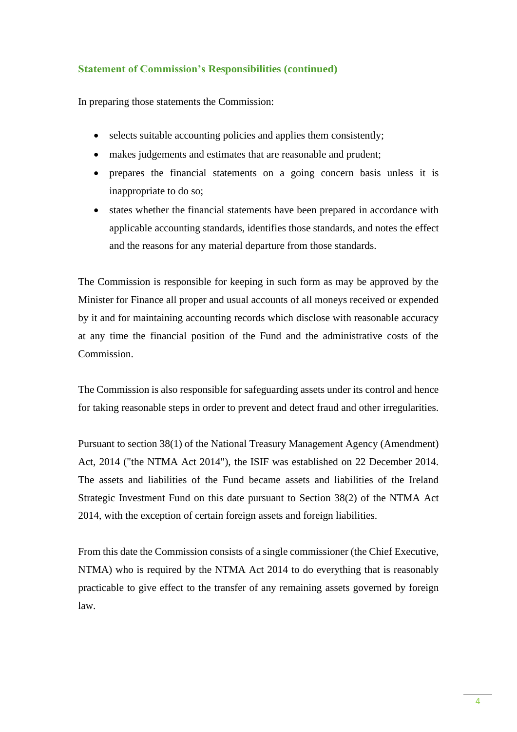### Statement of Commission's Responsibilities (continued)

In preparing those statements the Commission:

- selects suitable accounting policies and applies them consistently;
- makes judgements and estimates that are reasonable and prudent;
- prepares the financial statements on a going concern basis unless it is inappropriate to do so;
- states whether the financial statements have been prepared in accordance with applicable accounting standards, identifies those standards, and notes the effect and the reasons for any material departure from those standards.

The Commission is responsible for keeping in such form as may be approved by the Minister for Finance all proper and usual accounts of all moneys received or expended by it and for maintaining accounting records which disclose with reasonable accuracy at any time the financial position of the Fund and the administrative costs of the Commission.

The Commission is also responsible for safeguarding assets under its control and hence for taking reasonable steps in order to prevent and detect fraud and other irregularities.

Pursuant to section 38(1) of the National Treasury Management Agency (Amendment) Act, 2014 ("the NTMA Act 2014"), the ISIF was established on 22 December 2014. The assets and liabilities of the Fund became assets and liabilities of the Ireland Strategic Investment Fund on this date pursuant to Section 38(2) of the NTMA Act 2014, with the exception of certain foreign assets and foreign liabilities.

From this date the Commission consists of a single commissioner (the Chief Executive, NTMA) who is required by the NTMA Act 2014 to do everything that is reasonably practicable to give effect to the transfer of any remaining assets governed by foreign law.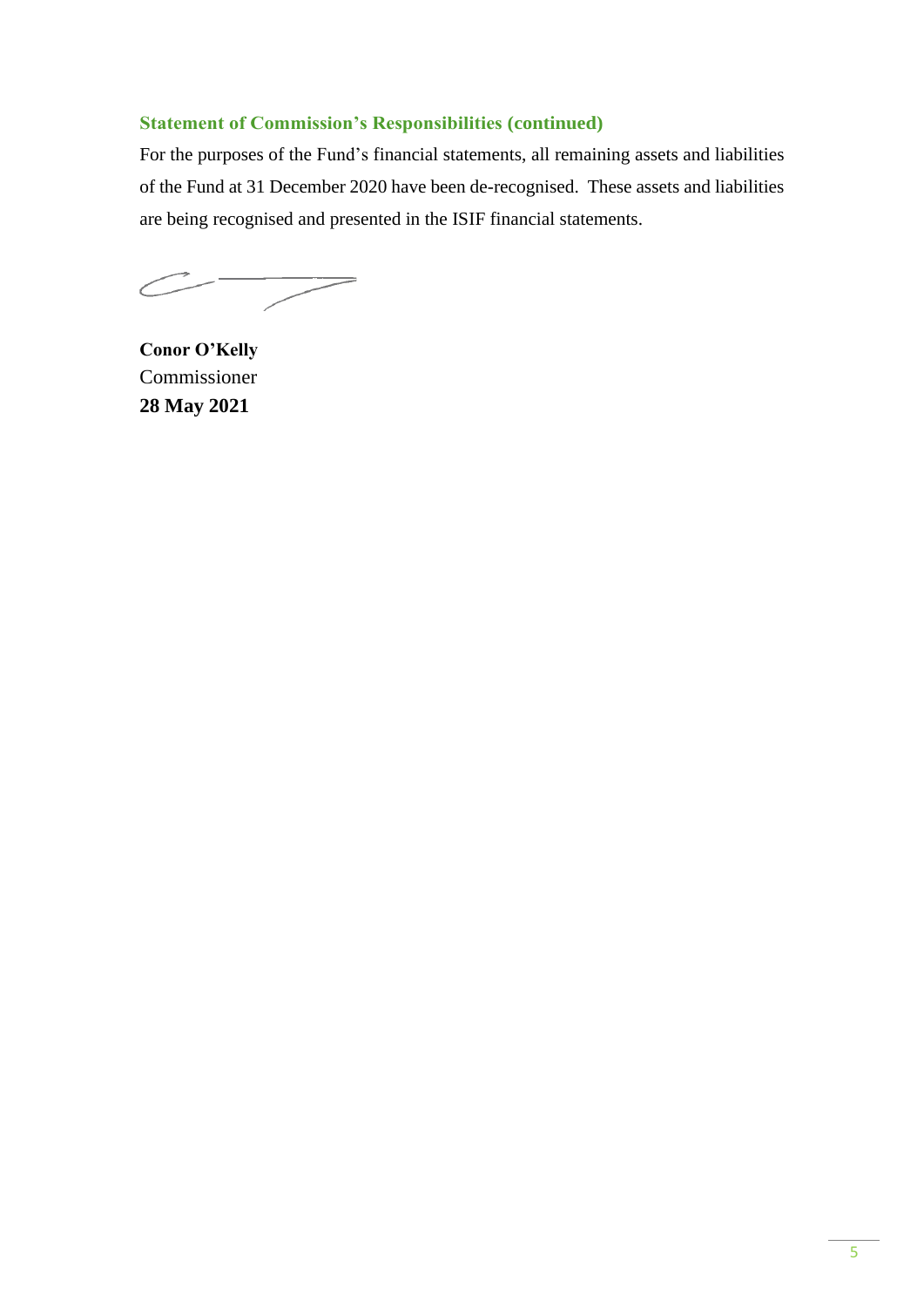## Statement of Commission's Responsibilities (continued)

For the purposes of the Fund's financial statements, all remaining assets and liabilities of the Fund at 31 December 2020 have been de-recognised. These assets and liabilities are being recognised and presented in the ISIF financial statements.

**Conor O'Kelly**
Commissioner
**28 May 2021**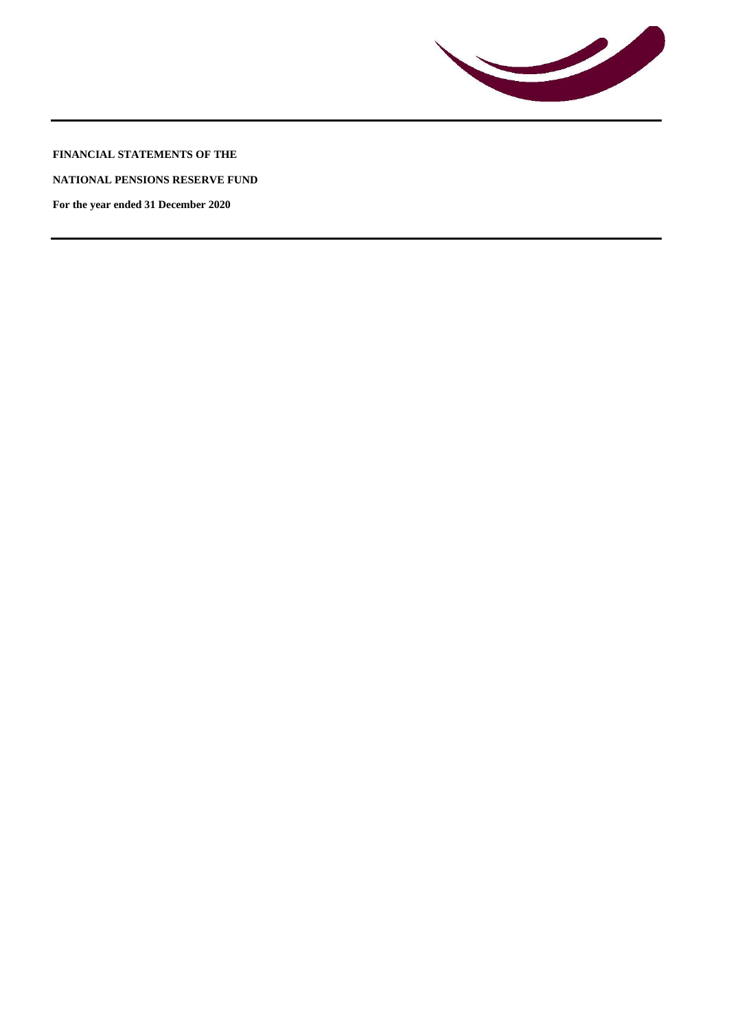**FINANCIAL STATEMENTS OF THE**

**NATIONAL PENSIONS RESERVE FUND**

**For the year ended 31 December 2020**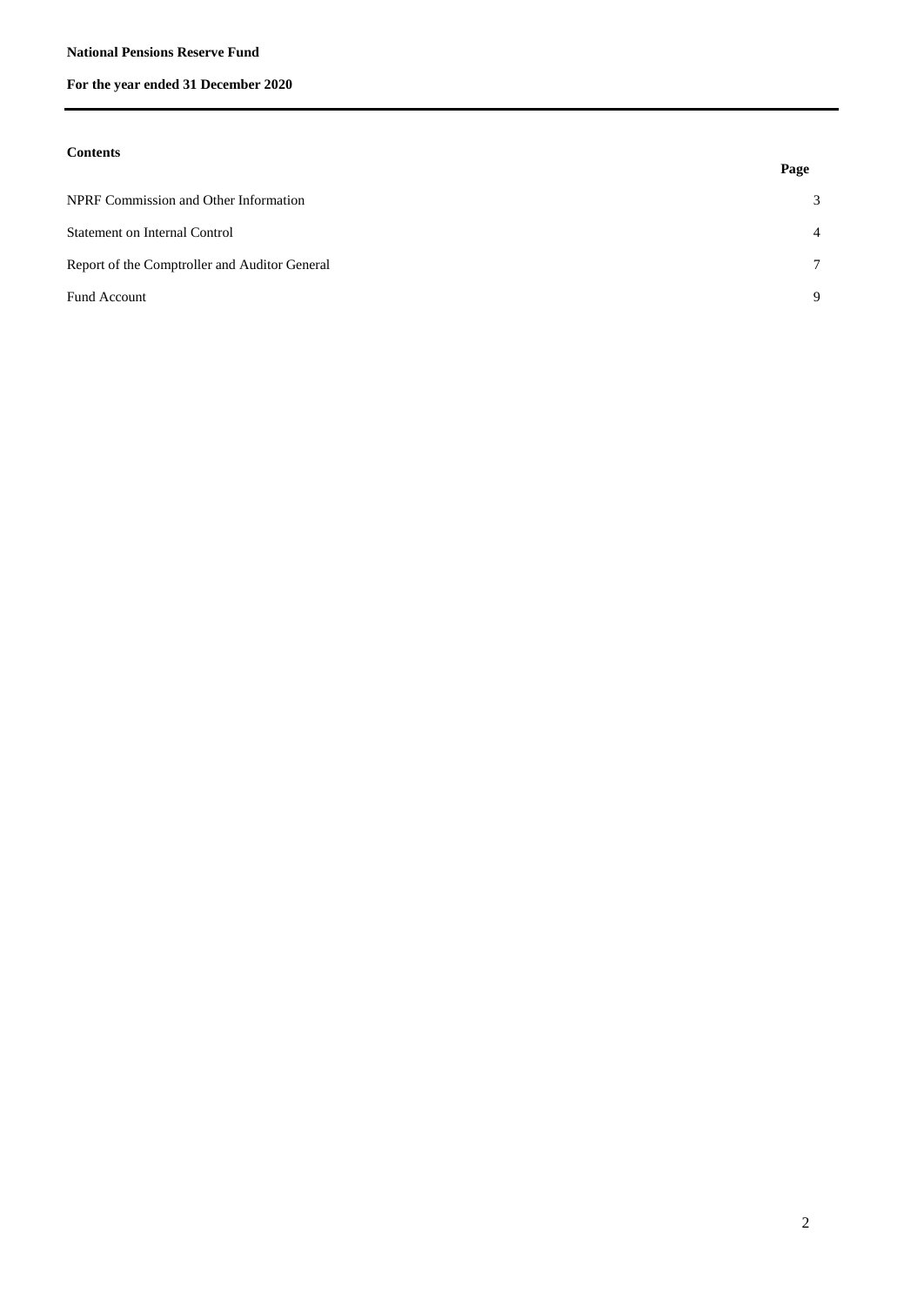**National Pensions Reserve Fund**

**For the year ended 31 December 2020**

**Contents**

| | Page |
|---|---|
| NPRF Commission and Other Information | 3 |
| Statement on Internal Control | 4 |
| Report of the Comptroller and Auditor General | 7 |
| Fund Account | 9 |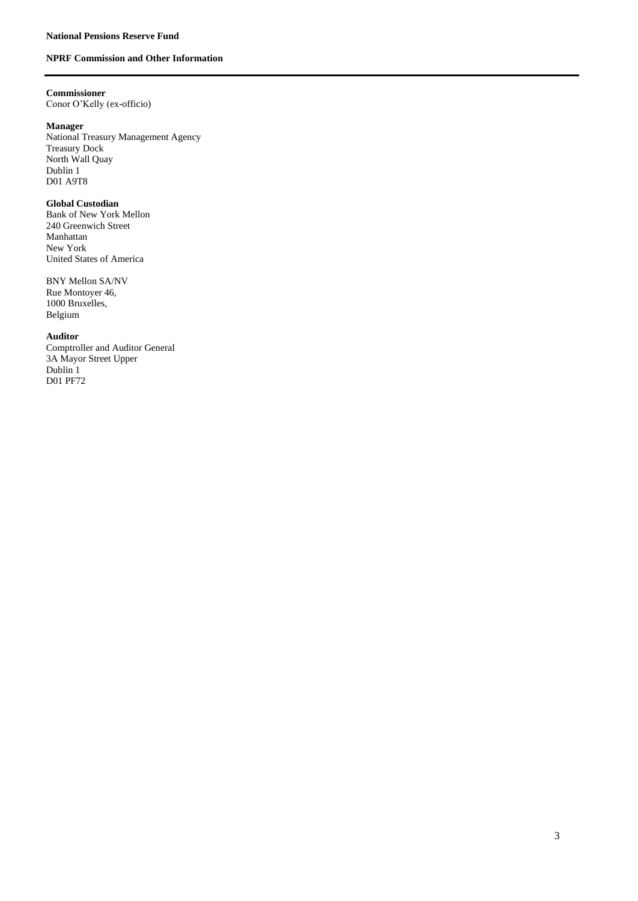# NPRF Commission and Other Information

**Commissioner**
Conor O'Kelly (ex-officio)

**Manager**
National Treasury Management Agency
Treasury Dock
North Wall Quay
Dublin 1
D01 A9T8

**Global Custodian**
Bank of New York Mellon
240 Greenwich Street
Manhattan
New York
United States of America

BNY Mellon SA/NV
Rue Montoyer 46,
1000 Bruxelles,
Belgium

**Auditor**
Comptroller and Auditor General
3A Mayor Street Upper
Dublin 1
D01 PF72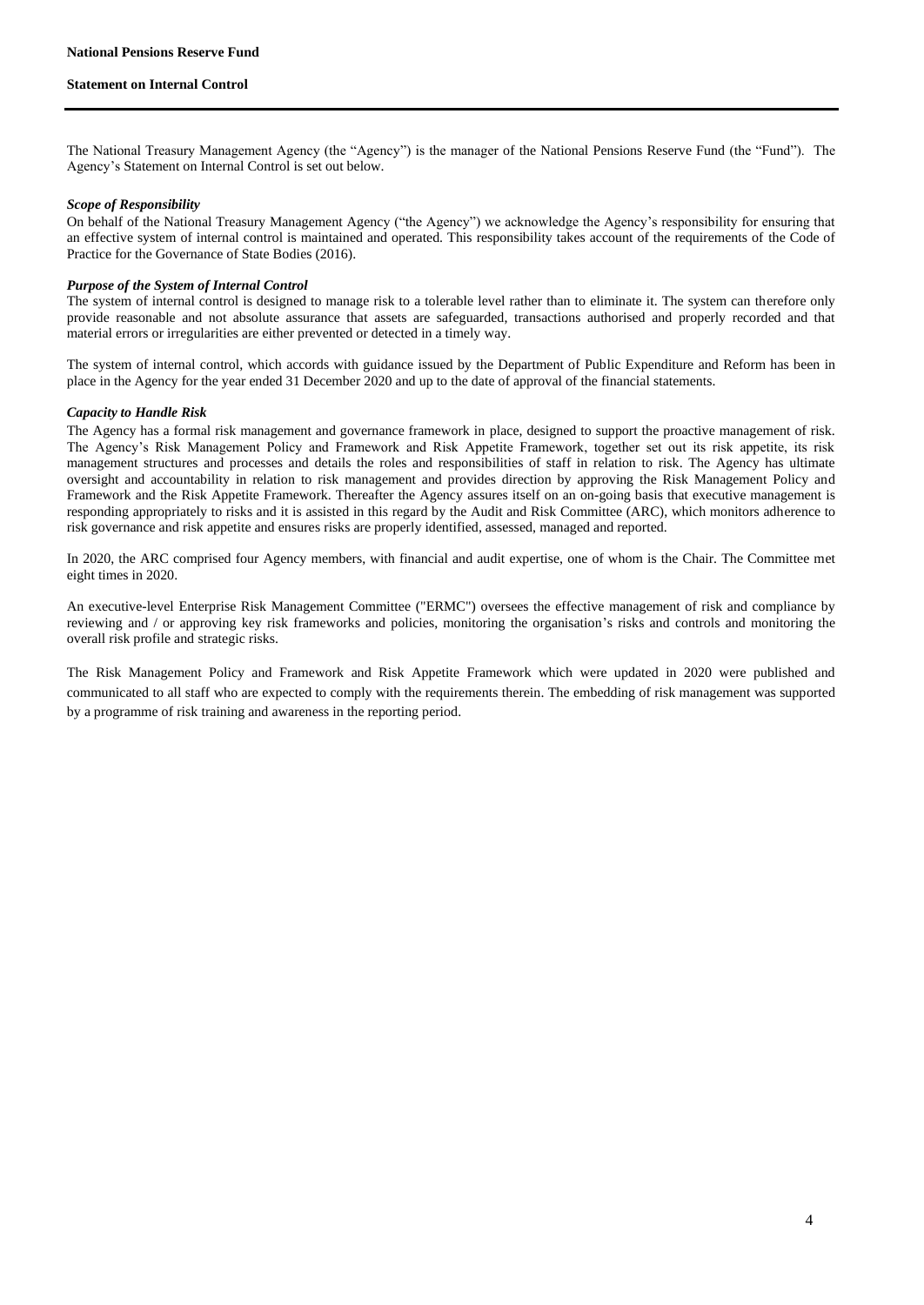**National Pensions Reserve Fund**

**Statement on Internal Control**

The National Treasury Management Agency (the "Agency") is the manager of the National Pensions Reserve Fund (the "Fund"). The Agency's Statement on Internal Control is set out below.

***Scope of Responsibility***

On behalf of the National Treasury Management Agency ("the Agency") we acknowledge the Agency's responsibility for ensuring that an effective system of internal control is maintained and operated. This responsibility takes account of the requirements of the Code of Practice for the Governance of State Bodies (2016).

***Purpose of the System of Internal Control***

The system of internal control is designed to manage risk to a tolerable level rather than to eliminate it. The system can therefore only provide reasonable and not absolute assurance that assets are safeguarded, transactions authorised and properly recorded and that material errors or irregularities are either prevented or detected in a timely way.

The system of internal control, which accords with guidance issued by the Department of Public Expenditure and Reform has been in place in the Agency for the year ended 31 December 2020 and up to the date of approval of the financial statements.

***Capacity to Handle Risk***

The Agency has a formal risk management and governance framework in place, designed to support the proactive management of risk. The Agency's Risk Management Policy and Framework and Risk Appetite Framework, together set out its risk appetite, its risk management structures and processes and details the roles and responsibilities of staff in relation to risk. The Agency has ultimate oversight and accountability in relation to risk management and provides direction by approving the Risk Management Policy and Framework and the Risk Appetite Framework. Thereafter the Agency assures itself on an on-going basis that executive management is responding appropriately to risks and it is assisted in this regard by the Audit and Risk Committee (ARC), which monitors adherence to risk governance and risk appetite and ensures risks are properly identified, assessed, managed and reported.

In 2020, the ARC comprised four Agency members, with financial and audit expertise, one of whom is the Chair. The Committee met eight times in 2020.

An executive-level Enterprise Risk Management Committee ("ERMC") oversees the effective management of risk and compliance by reviewing and / or approving key risk frameworks and policies, monitoring the organisation's risks and controls and monitoring the overall risk profile and strategic risks.

The Risk Management Policy and Framework and Risk Appetite Framework which were updated in 2020 were published and communicated to all staff who are expected to comply with the requirements therein. The embedding of risk management was supported by a programme of risk training and awareness in the reporting period.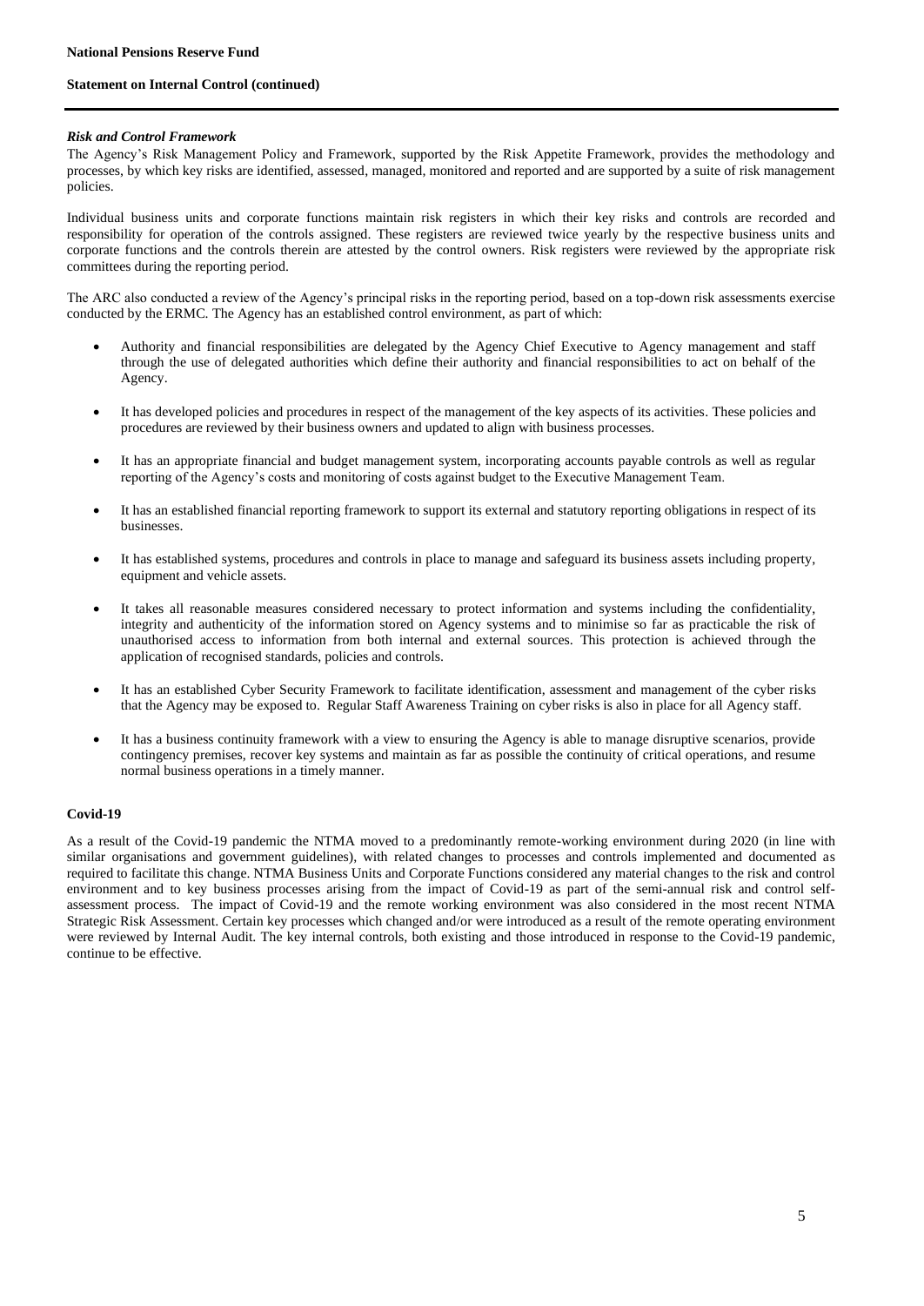### *Risk and Control Framework*

The Agency's Risk Management Policy and Framework, supported by the Risk Appetite Framework, provides the methodology and processes, by which key risks are identified, assessed, managed, monitored and reported and are supported by a suite of risk management policies.

Individual business units and corporate functions maintain risk registers in which their key risks and controls are recorded and responsibility for operation of the controls assigned. These registers are reviewed twice yearly by the respective business units and corporate functions and the controls therein are attested by the control owners. Risk registers were reviewed by the appropriate risk committees during the reporting period.

The ARC also conducted a review of the Agency's principal risks in the reporting period, based on a top-down risk assessments exercise conducted by the ERMC. The Agency has an established control environment, as part of which:

- Authority and financial responsibilities are delegated by the Agency Chief Executive to Agency management and staff through the use of delegated authorities which define their authority and financial responsibilities to act on behalf of the Agency.
- It has developed policies and procedures in respect of the management of the key aspects of its activities. These policies and procedures are reviewed by their business owners and updated to align with business processes.
- It has an appropriate financial and budget management system, incorporating accounts payable controls as well as regular reporting of the Agency's costs and monitoring of costs against budget to the Executive Management Team.
- It has an established financial reporting framework to support its external and statutory reporting obligations in respect of its businesses.
- It has established systems, procedures and controls in place to manage and safeguard its business assets including property, equipment and vehicle assets.
- It takes all reasonable measures considered necessary to protect information and systems including the confidentiality, integrity and authenticity of the information stored on Agency systems and to minimise so far as practicable the risk of unauthorised access to information from both internal and external sources. This protection is achieved through the application of recognised standards, policies and controls.
- It has an established Cyber Security Framework to facilitate identification, assessment and management of the cyber risks that the Agency may be exposed to. Regular Staff Awareness Training on cyber risks is also in place for all Agency staff.
- It has a business continuity framework with a view to ensuring the Agency is able to manage disruptive scenarios, provide contingency premises, recover key systems and maintain as far as possible the continuity of critical operations, and resume normal business operations in a timely manner.

### Covid-19

As a result of the Covid-19 pandemic the NTMA moved to a predominantly remote-working environment during 2020 (in line with similar organisations and government guidelines), with related changes to processes and controls implemented and documented as required to facilitate this change. NTMA Business Units and Corporate Functions considered any material changes to the risk and control environment and to key business processes arising from the impact of Covid-19 as part of the semi-annual risk and control self-assessment process. The impact of Covid-19 and the remote working environment was also considered in the most recent NTMA Strategic Risk Assessment. Certain key processes which changed and/or were introduced as a result of the remote operating environment were reviewed by Internal Audit. The key internal controls, both existing and those introduced in response to the Covid-19 pandemic, continue to be effective.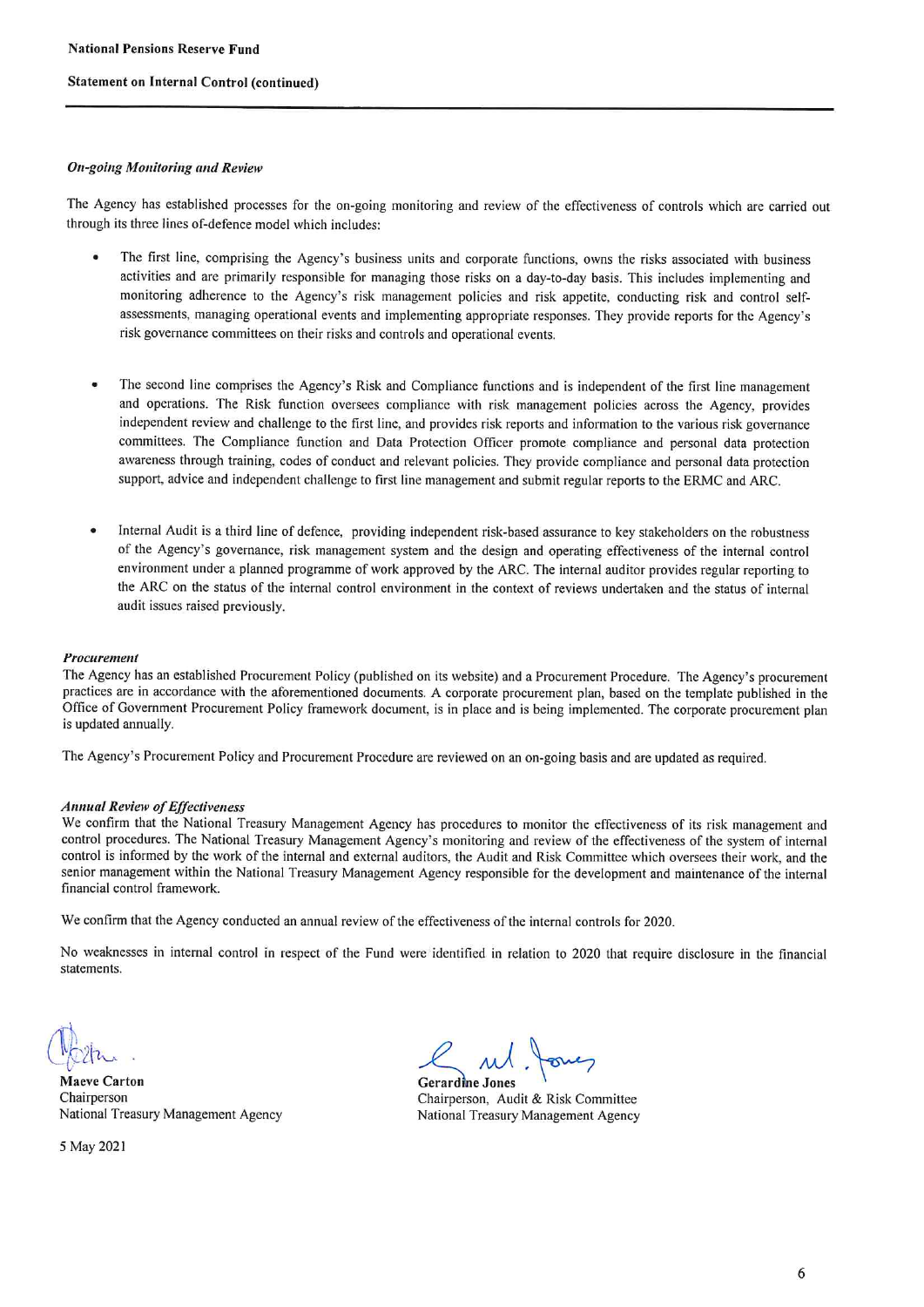**National Pensions Reserve Fund**

**Statement on Internal Control (continued)**

***On-going Monitoring and Review***

The Agency has established processes for the on-going monitoring and review of the effectiveness of controls which are carried out through its three lines of-defence model which includes:

- The first line, comprising the Agency's business units and corporate functions, owns the risks associated with business activities and are primarily responsible for managing those risks on a day-to-day basis. This includes implementing and monitoring adherence to the Agency's risk management policies and risk appetite, conducting risk and control self-assessments, managing operational events and implementing appropriate responses. They provide reports for the Agency's risk governance committees on their risks and controls and operational events.

- The second line comprises the Agency's Risk and Compliance functions and is independent of the first line management and operations. The Risk function oversees compliance with risk management policies across the Agency, provides independent review and challenge to the first line, and provides risk reports and information to the various risk governance committees. The Compliance function and Data Protection Officer promote compliance and personal data protection awareness through training, codes of conduct and relevant policies. They provide compliance and personal data protection support, advice and independent challenge to first line management and submit regular reports to the ERMC and ARC.

- Internal Audit is a third line of defence, providing independent risk-based assurance to key stakeholders on the robustness of the Agency's governance, risk management system and the design and operating effectiveness of the internal control environment under a planned programme of work approved by the ARC. The internal auditor provides regular reporting to the ARC on the status of the internal control environment in the context of reviews undertaken and the status of internal audit issues raised previously.

***Procurement***

The Agency has an established Procurement Policy (published on its website) and a Procurement Procedure. The Agency's procurement practices are in accordance with the aforementioned documents. A corporate procurement plan, based on the template published in the Office of Government Procurement Policy framework document, is in place and is being implemented. The corporate procurement plan is updated annually.

The Agency's Procurement Policy and Procurement Procedure are reviewed on an on-going basis and are updated as required.

***Annual Review of Effectiveness***

We confirm that the National Treasury Management Agency has procedures to monitor the effectiveness of its risk management and control procedures. The National Treasury Management Agency's monitoring and review of the effectiveness of the system of internal control is informed by the work of the internal and external auditors, the Audit and Risk Committee which oversees their work, and the senior management within the National Treasury Management Agency responsible for the development and maintenance of the internal financial control framework.

We confirm that the Agency conducted an annual review of the effectiveness of the internal controls for 2020.

No weaknesses in internal control in respect of the Fund were identified in relation to 2020 that require disclosure in the financial statements.

**Maeve Carton**
Chairperson
National Treasury Management Agency

**Gerardine Jones**
Chairperson, Audit & Risk Committee
National Treasury Management Agency

5 May 2021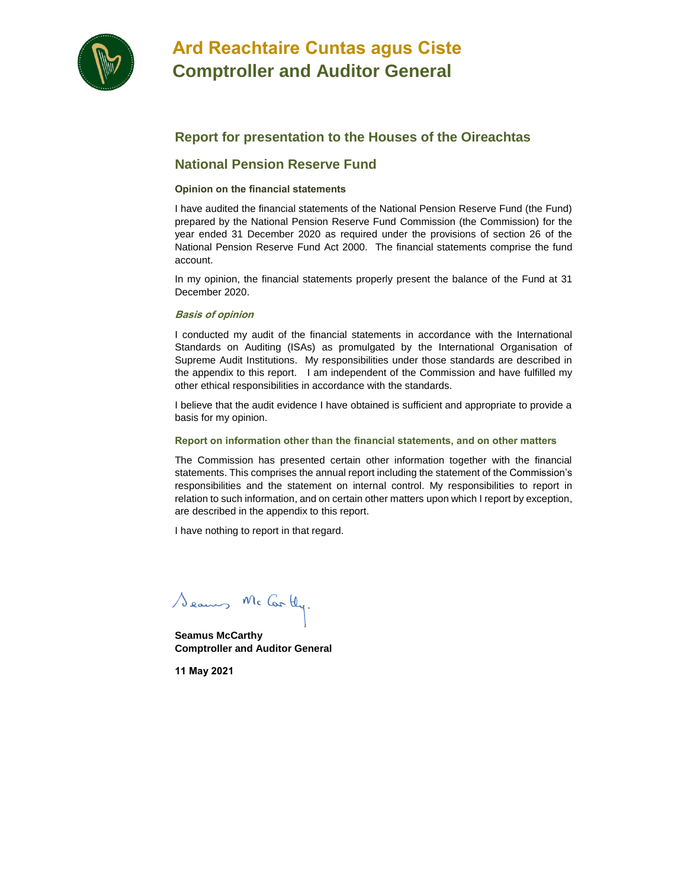# Ard Reachtaire Cuntas agus Ciste
# Comptroller and Auditor General

## Report for presentation to the Houses of the Oireachtas

## National Pension Reserve Fund

**Opinion on the financial statements**

I have audited the financial statements of the National Pension Reserve Fund (the Fund) prepared by the National Pension Reserve Fund Commission (the Commission) for the year ended 31 December 2020 as required under the provisions of section 26 of the National Pension Reserve Fund Act 2000. The financial statements comprise the fund account.

In my opinion, the financial statements properly present the balance of the Fund at 31 December 2020.

***Basis of opinion***

I conducted my audit of the financial statements in accordance with the International Standards on Auditing (ISAs) as promulgated by the International Organisation of Supreme Audit Institutions. My responsibilities under those standards are described in the appendix to this report. I am independent of the Commission and have fulfilled my other ethical responsibilities in accordance with the standards.

I believe that the audit evidence I have obtained is sufficient and appropriate to provide a basis for my opinion.

**Report on information other than the financial statements, and on other matters**

The Commission has presented certain other information together with the financial statements. This comprises the annual report including the statement of the Commission's responsibilities and the statement on internal control. My responsibilities to report in relation to such information, and on certain other matters upon which I report by exception, are described in the appendix to this report.

I have nothing to report in that regard.

Seamus McCarthy

**Seamus McCarthy**
**Comptroller and Auditor General**

**11 May 2021**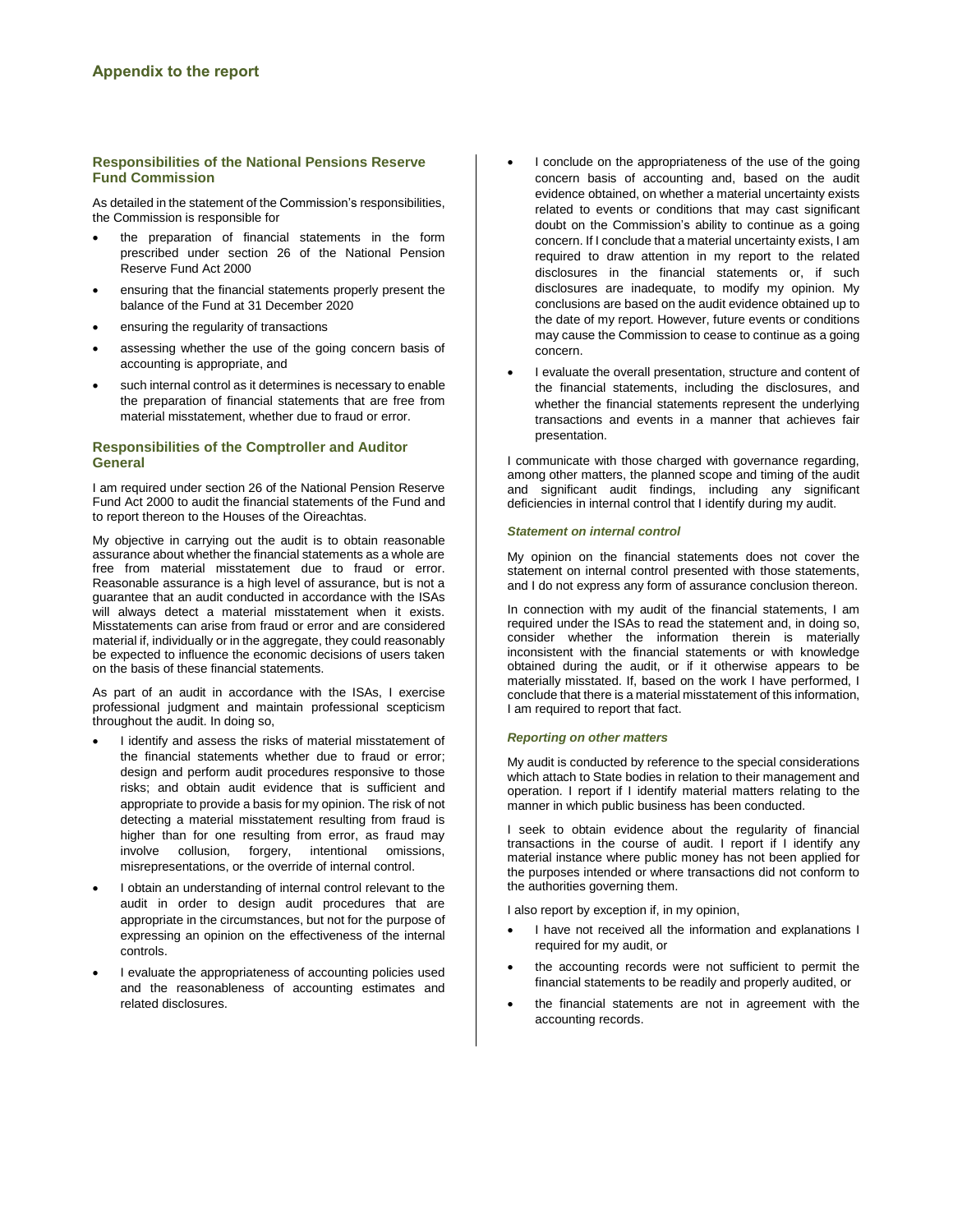## Appendix to the report

### Responsibilities of the National Pensions Reserve Fund Commission

As detailed in the statement of the Commission's responsibilities, the Commission is responsible for

- the preparation of financial statements in the form prescribed under section 26 of the National Pension Reserve Fund Act 2000
- ensuring that the financial statements properly present the balance of the Fund at 31 December 2020
- ensuring the regularity of transactions
- assessing whether the use of the going concern basis of accounting is appropriate, and
- such internal control as it determines is necessary to enable the preparation of financial statements that are free from material misstatement, whether due to fraud or error.

### Responsibilities of the Comptroller and Auditor General

I am required under section 26 of the National Pension Reserve Fund Act 2000 to audit the financial statements of the Fund and to report thereon to the Houses of the Oireachtas.

My objective in carrying out the audit is to obtain reasonable assurance about whether the financial statements as a whole are free from material misstatement due to fraud or error. Reasonable assurance is a high level of assurance, but is not a guarantee that an audit conducted in accordance with the ISAs will always detect a material misstatement when it exists. Misstatements can arise from fraud or error and are considered material if, individually or in the aggregate, they could reasonably be expected to influence the economic decisions of users taken on the basis of these financial statements.

As part of an audit in accordance with the ISAs, I exercise professional judgment and maintain professional scepticism throughout the audit. In doing so,

- I identify and assess the risks of material misstatement of the financial statements whether due to fraud or error; design and perform audit procedures responsive to those risks; and obtain audit evidence that is sufficient and appropriate to provide a basis for my opinion. The risk of not detecting a material misstatement resulting from fraud is higher than for one resulting from error, as fraud may involve collusion, forgery, intentional omissions, misrepresentations, or the override of internal control.
- I obtain an understanding of internal control relevant to the audit in order to design audit procedures that are appropriate in the circumstances, but not for the purpose of expressing an opinion on the effectiveness of the internal controls.
- I evaluate the appropriateness of accounting policies used and the reasonableness of accounting estimates and related disclosures.
- I conclude on the appropriateness of the use of the going concern basis of accounting and, based on the audit evidence obtained, on whether a material uncertainty exists related to events or conditions that may cast significant doubt on the Commission's ability to continue as a going concern. If I conclude that a material uncertainty exists, I am required to draw attention in my report to the related disclosures in the financial statements or, if such disclosures are inadequate, to modify my opinion. My conclusions are based on the audit evidence obtained up to the date of my report. However, future events or conditions may cause the Commission to cease to continue as a going concern.
- I evaluate the overall presentation, structure and content of the financial statements, including the disclosures, and whether the financial statements represent the underlying transactions and events in a manner that achieves fair presentation.

I communicate with those charged with governance regarding, among other matters, the planned scope and timing of the audit and significant audit findings, including any significant deficiencies in internal control that I identify during my audit.

#### *Statement on internal control*

My opinion on the financial statements does not cover the statement on internal control presented with those statements, and I do not express any form of assurance conclusion thereon.

In connection with my audit of the financial statements, I am required under the ISAs to read the statement and, in doing so, consider whether the information therein is materially inconsistent with the financial statements or with knowledge obtained during the audit, or if it otherwise appears to be materially misstated. If, based on the work I have performed, I conclude that there is a material misstatement of this information, I am required to report that fact.

#### *Reporting on other matters*

My audit is conducted by reference to the special considerations which attach to State bodies in relation to their management and operation. I report if I identify material matters relating to the manner in which public business has been conducted.

I seek to obtain evidence about the regularity of financial transactions in the course of audit. I report if I identify any material instance where public money has not been applied for the purposes intended or where transactions did not conform to the authorities governing them.

I also report by exception if, in my opinion,

- I have not received all the information and explanations I required for my audit, or
- the accounting records were not sufficient to permit the financial statements to be readily and properly audited, or
- the financial statements are not in agreement with the accounting records.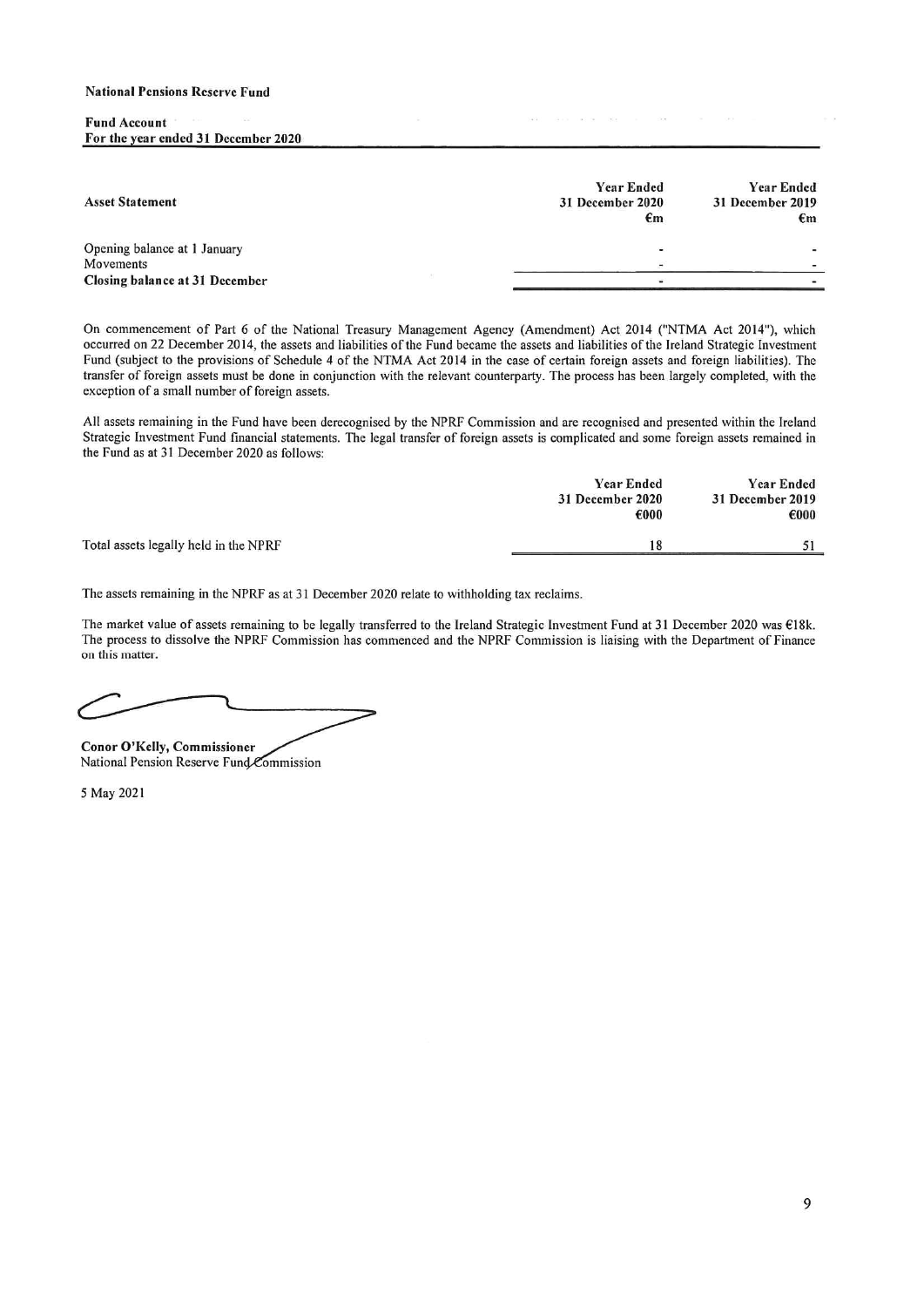**National Pensions Reserve Fund**

**Fund Account**
**For the year ended 31 December 2020**

| Asset Statement | Year Ended 31 December 2020 €m | Year Ended 31 December 2019 €m |
| --- | --- | --- |
| Opening balance at 1 January | - | - |
| Movements | - | - |
| **Closing balance at 31 December** | - | - |

On commencement of Part 6 of the National Treasury Management Agency (Amendment) Act 2014 ("NTMA Act 2014"), which occurred on 22 December 2014, the assets and liabilities of the Fund became the assets and liabilities of the Ireland Strategic Investment Fund (subject to the provisions of Schedule 4 of the NTMA Act 2014 in the case of certain foreign assets and foreign liabilities). The transfer of foreign assets must be done in conjunction with the relevant counterparty. The process has been largely completed, with the exception of a small number of foreign assets.

All assets remaining in the Fund have been derecognised by the NPRF Commission and are recognised and presented within the Ireland Strategic Investment Fund financial statements. The legal transfer of foreign assets is complicated and some foreign assets remained in the Fund as at 31 December 2020 as follows:

| | Year Ended 31 December 2020 €000 | Year Ended 31 December 2019 €000 |
| --- | --- | --- |
| Total assets legally held in the NPRF | 18 | 51 |

The assets remaining in the NPRF as at 31 December 2020 relate to withholding tax reclaims.

The market value of assets remaining to be legally transferred to the Ireland Strategic Investment Fund at 31 December 2020 was €18k. The process to dissolve the NPRF Commission has commenced and the NPRF Commission is liaising with the Department of Finance on this matter.

**Conor O'Kelly, Commissioner**
National Pension Reserve Fund Commission

5 May 2021